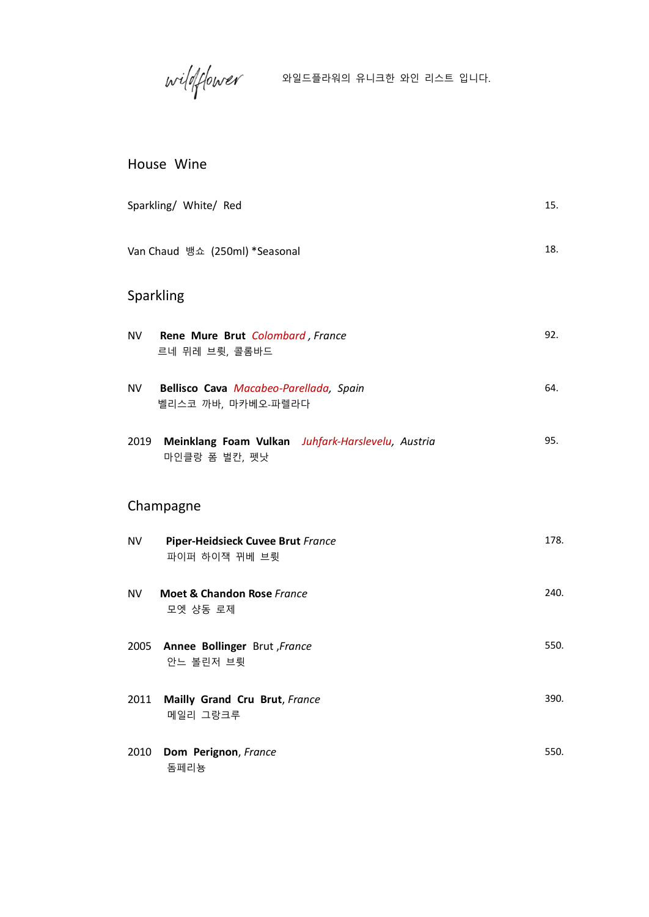wildflower 와일드플라워의 유니크한 와인 리스트 입니다.

## House Wine

Sparkling/ White/ Red — 15.

Van Chaud 뱅쇼 (250ml) *Seasonal — 18.

## Sparkling

NV **Rene Mure Brut** *Colombard , France* — 92.
르네 뮈레 브륏, 콜롬바드

NV **Bellisco Cava** *Macabeo-Parellada, Spain* — 64.
벨리스코 까바, 마카베오-파렐라다

2019 **Meinklang Foam Vulkan** *Juhfark-Harslevelu, Austria* — 95.
마인클랑 폼 벌칸, 펫낫

## Champagne

NV **Piper-Heidsieck Cuvee Brut** *France* — 178.
파이퍼 하이잭 뀌베 브륏

NV **Moet & Chandon Rose** *France* — 240.
모엣 샹동 로제

2005 **Annee Bollinger** Brut ,*France* — 550.
안느 볼린저 브륏

2011 **Mailly Grand Cru Brut**, *France* — 390.
메일리 그랑크루

2010 **Dom Perignon**, *France* — 550.
돔페리뇽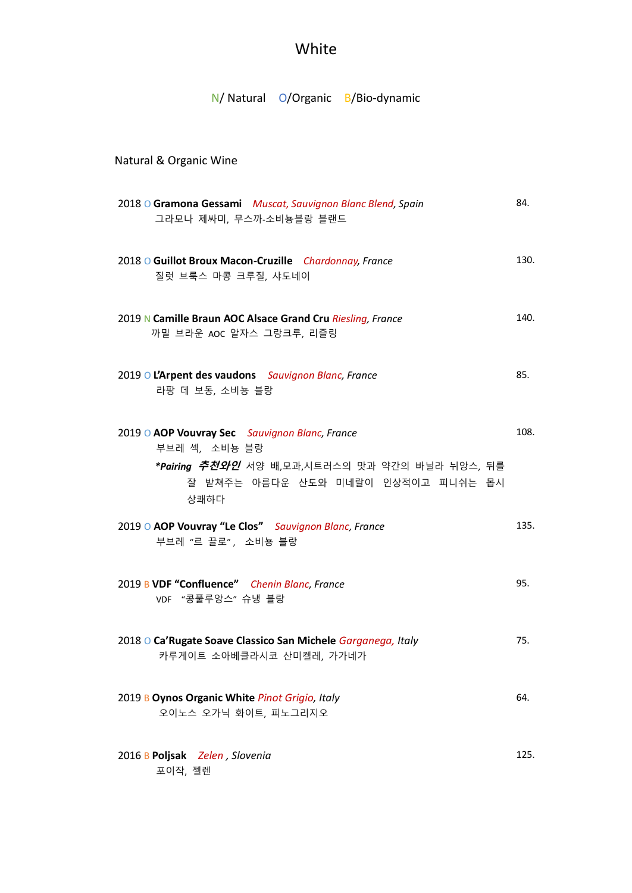# White

N/ Natural O/Organic B/Bio-dynamic

## Natural & Organic Wine

2018 O **Gramona Gessami** *Muscat, Sauvignon Blanc Blend, Spain* 84.
그라모나 제싸미, 무스까-소비뇽블랑 블랜드

2018 O **Guillot Broux Macon-Cruzille** *Chardonnay, France* 130.
질럿 브룩스 마콩 크루질, 샤도네이

2019 N **Camille Braun AOC Alsace Grand Cru** *Riesling, France* 140.
까밀 브라운 AOC 알자스 그랑크루, 리즐링

2019 O **L'Arpent des vaudons** *Sauvignon Blanc, France* 85.
라팡 데 보동, 소비뇽 블랑

2019 O **AOP Vouvray Sec** *Sauvignon Blanc, France* 108.
부브레 섹, 소비뇽 블랑
***Pairing 추천와인** 서양 배,모과,시트러스의 맛과 약간의 바닐라 뉘앙스, 뒤를 잘 받쳐주는 아름다운 산도와 미네랄이 인상적이고 피니쉬는 몹시 상쾌하다

2019 O **AOP Vouvray "Le Clos"** *Sauvignon Blanc, France* 135.
부브레 "르 끌로", 소비뇽 블랑

2019 B **VDF "Confluence"** *Chenin Blanc, France* 95.
VDF "콩플루앙스" 슈냉 블랑

2018 O **Ca'Rugate Soave Classico San Michele** *Garganega, Italy* 75.
카루게이트 소아베클라시코 산미켈레, 가가네가

2019 B **Oynos Organic White** *Pinot Grigio, Italy* 64.
오이노스 오가닉 화이트, 피노그리지오

2016 B **Poljsak** *Zelen , Slovenia* 125.
포이작, 젤렌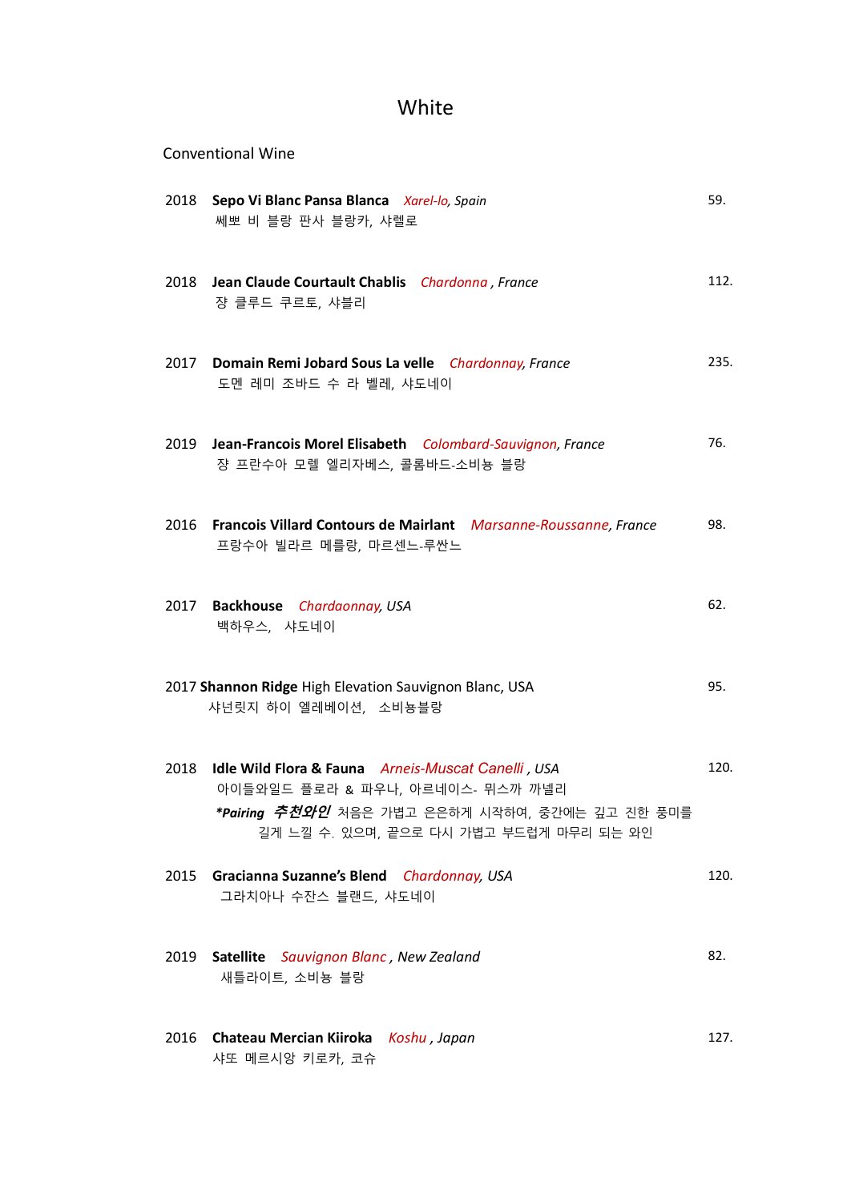# White

## Conventional Wine

2018 **Sepo Vi Blanc Pansa Blanca** *Xarel-lo, Spain* 59.
쎄뽀 비 블랑 판사 블랑카, 샤렐로

2018 **Jean Claude Courtault Chablis** *Chardonna , France* 112.
쟝 클루드 쿠르토, 샤블리

2017 **Domain Remi Jobard Sous La velle** *Chardonnay, France* 235.
도멘 레미 조바드 수 라 벨레, 샤도네이

2019 **Jean-Francois Morel Elisabeth** *Colombard-Sauvignon, France* 76.
쟝 프란수아 모렐 엘리자베스, 콜롬바드-소비뇽 블랑

2016 **Francois Villard Contours de Mairlant** *Marsanne-Roussanne, France* 98.
프랑수아 빌라르 메를랑, 마르센느-루싼느

2017 **Backhouse** *Chardaonnay, USA* 62.
백하우스, 샤도네이

2017 **Shannon Ridge** High Elevation Sauvignon Blanc, USA 95.
샤넌릿지 하이 엘레베이션, 소비뇽블랑

2018 **Idle Wild Flora & Fauna** *Arneis-Muscat Canelli , USA* 120.
아이들와일드 플로라 & 파우나, 아르네이스- 뮈스까 까넬리
***Pairing 추천와인*** 처음은 가볍고 은은하게 시작하여, 중간에는 깊고 진한 풍미를 길게 느낄 수. 있으며, 끝으로 다시 가볍고 부드럽게 마무리 되는 와인

2015 **Gracianna Suzanne's Blend** *Chardonnay, USA* 120.
그라치아나 수잔스 블랜드, 샤도네이

2019 **Satellite** *Sauvignon Blanc , New Zealand* 82.
새틀라이트, 소비뇽 블랑

2016 **Chateau Mercian Kiiroka** *Koshu , Japan* 127.
샤또 메르시앙 키로카, 코슈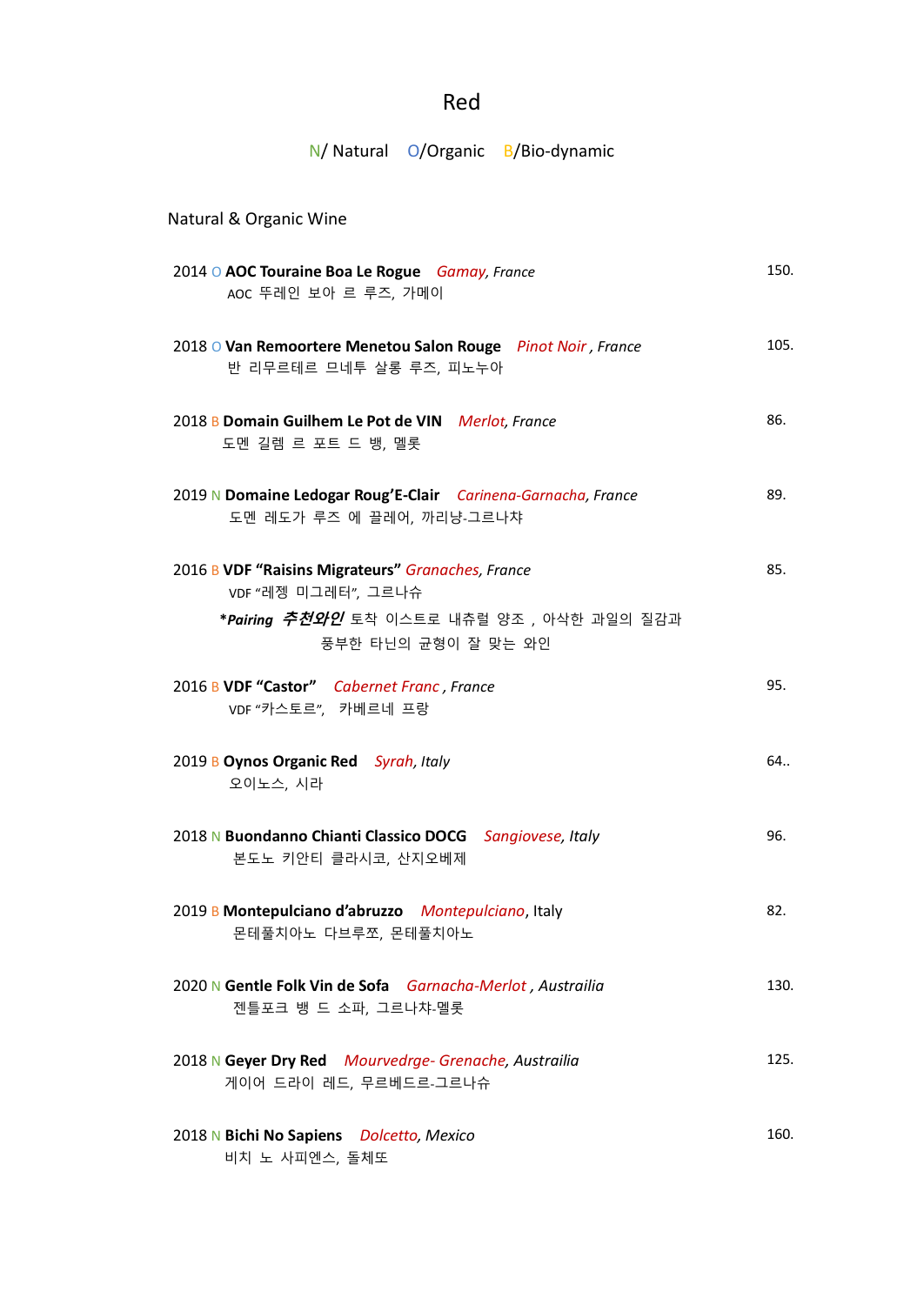# Red

N/ Natural  O/Organic  B/Bio-dynamic

## Natural & Organic Wine

2014 O **AOC Touraine Boa Le Rogue** *Gamay, France* — 150.
AOC 뚜레인 보아 르 루즈, 가메이

2018 O **Van Remoortere Menetou Salon Rouge** *Pinot Noir , France* — 105.
반 리무르테르 므네투 살롱 루즈, 피노누아

2018 B **Domain Guilhem Le Pot de VIN** *Merlot, France* — 86.
도멘 길렘 르 포트 드 뱅, 멜롯

2019 N **Domaine Ledogar Roug'E-Clair** *Carinena-Garnacha, France* — 89.
도멘 레도가 루즈 에 끌레어, 까리냥-그르나챠

2016 B **VDF "Raisins Migrateurs"** *Granaches, France* — 85.
VDF "레젱 미그레터", 그르나슈
***Pairing 추천와인*** 토착 이스트로 내츄럴 양조 , 아삭한 과일의 질감과 풍부한 타닌의 균형이 잘 맞는 와인

2016 B **VDF "Castor"** *Cabernet Franc , France* — 95.
VDF "카스토르", 카베르네 프랑

2019 B **Oynos Organic Red** *Syrah, Italy* — 64..
오이노스, 시라

2018 N **Buondanno Chianti Classico DOCG** *Sangiovese, Italy* — 96.
본도노 키안티 클라시코, 산지오베제

2019 B **Montepulciano d'abruzzo** *Montepulciano*, Italy — 82.
몬테풀치아노 다브루쪼, 몬테풀치아노

2020 N **Gentle Folk Vin de Sofa** *Garnacha-Merlot , Austrailia* — 130.
젠틀포크 뱅 드 소파, 그르나챠-멜롯

2018 N **Geyer Dry Red** *Mourvedrge- Grenache, Austrailia* — 125.
게이어 드라이 레드, 무르베드르-그르나슈

2018 N **Bichi No Sapiens** *Dolcetto, Mexico* — 160.
비치 노 사피엔스, 돌체또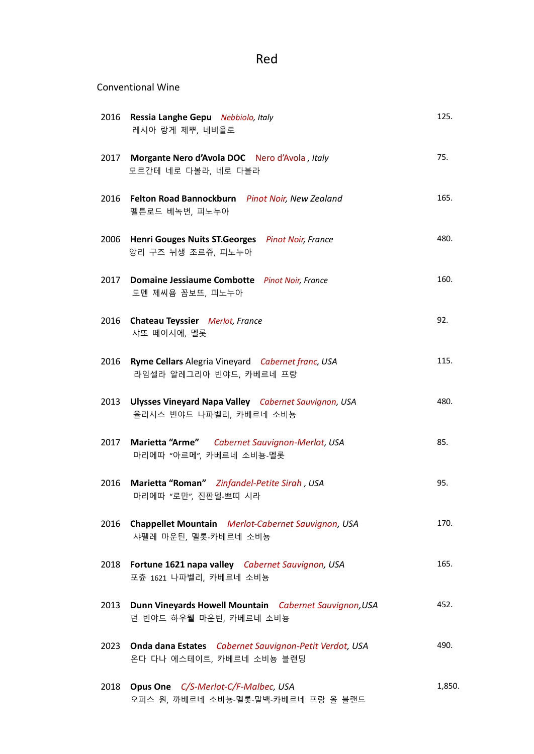# Red

## Conventional Wine

2016 **Ressia Langhe Gepu** *Nebbiolo, Italy* 125.
레시아 랑게 제뿌, 네비올로

2017 **Morgante Nero d'Avola DOC** Nero d'Avola *, Italy* 75.
모르간테 네로 다볼라, 네로 다볼라

2016 **Felton Road Bannockburn** *Pinot Noir, New Zealand* 165.
펠튼로드 베녹번, 피노누아

2006 **Henri Gouges Nuits ST.Georges** *Pinot Noir, France* 480.
앙리 구즈 뉘생 조르쥬, 피노누아

2017 **Domaine Jessiaume Combotte** *Pinot Noir, France* 160.
도멘 제씨욤 꼼보뜨, 피노누아

2016 **Chateau Teyssier** *Merlot, France* 92.
샤또 떼이시에, 멜롯

2016 **Ryme Cellars** Alegria Vineyard *Cabernet franc, USA* 115.
라임셀라 알레그리아 빈야드, 카베르네 프랑

2013 **Ulysses Vineyard Napa Valley** *Cabernet Sauvignon, USA* 480.
율리시스 빈야드 나파벨리, 카베르네 소비뇽

2017 **Marietta "Arme"** *Cabernet Sauvignon-Merlot, USA* 85.
마리에따 "아르메", 카베르네 소비뇽-멜롯

2016 **Marietta "Roman"** *Zinfandel-Petite Sirah , USA* 95.
마리에따 "로만", 진판델-쁘띠 시라

2016 **Chappellet Mountain** *Merlot-Cabernet Sauvignon, USA* 170.
샤펠레 마운틴, 멜롯-카베르네 소비뇽

2018 **Fortune 1621 napa valley** *Cabernet Sauvignon, USA* 165.
포춘 1621 나파벨리, 카베르네 소비뇽

2013 **Dunn Vineyards Howell Mountain** *Cabernet Sauvignon,USA* 452.
던 빈야드 하우웰 마운틴, 카베르네 소비뇽

2023 **Onda dana Estates** *Cabernet Sauvignon-Petit Verdot, USA* 490.
온다 다나 에스테이트, 카베르네 소비뇽 블랜딩

2018 **Opus One** *C/S-Merlot-C/F-Malbec, USA* 1,850.
오퍼스 원, 까베르네 소비뇽-멜롯-말벡-카베르네 프랑 올 블랜드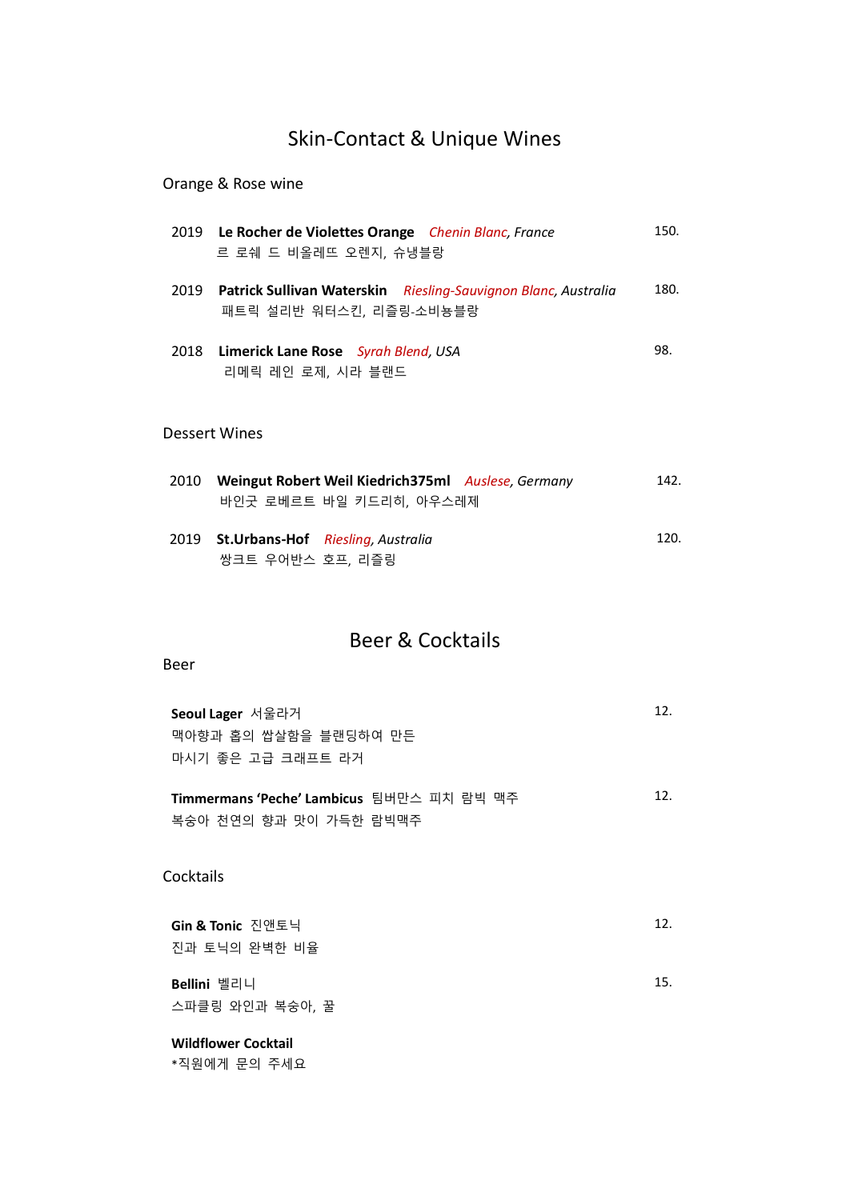# Skin-Contact & Unique Wines

## Orange & Rose wine

2019 **Le Rocher de Violettes Orange** *Chenin Blanc, France* 150.
르 로쉐 드 비올레뜨 오렌지, 슈냉블랑

2019 **Patrick Sullivan Waterskin** *Riesling-Sauvignon Blanc, Australia* 180.
패트릭 설리반 워터스킨, 리즐링-소비뇽블랑

2018 **Limerick Lane Rose** *Syrah Blend, USA* 98.
리메릭 레인 로제, 시라 블랜드

## Dessert Wines

2010 **Weingut Robert Weil Kiedrich375ml** *Auslese, Germany* 142.
바인굿 로베르트 바일 키드리히, 아우스레제

2019 **St.Urbans-Hof** *Riesling, Australia* 120.
쌍크트 우어반스 호프, 리즐링

# Beer & Cocktails

## Beer

**Seoul Lager** 서울라거 12.
맥아향과 홉의 쌉살함을 블랜딩하여 만든
마시기 좋은 고급 크래프트 라거

**Timmermans 'Peche' Lambicus** 팀버만스 피치 람빅 맥주 12.
복숭아 천연의 향과 맛이 가득한 람빅맥주

## Cocktails

**Gin & Tonic** 진앤토닉 12.
진과 토닉의 완벽한 비율

**Bellini** 벨리니 15.
스파클링 와인과 복숭아, 꿀

**Wildflower Cocktail**
*직원에게 문의 주세요